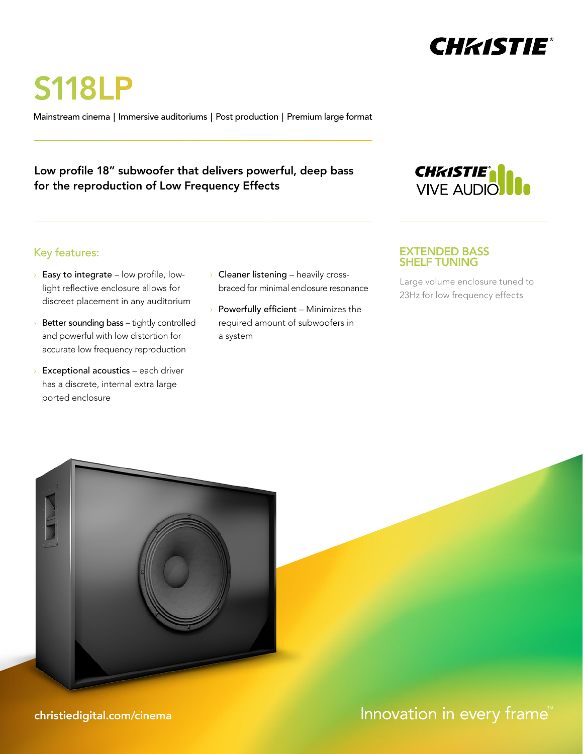# S118LP

Mainstream cinema | Immersive auditoriums | Post production | Premium large format

**Low profile 18" subwoofer that delivers powerful, deep bass for the reproduction of Low Frequency Effects**

CHRISTIE VIVE AUDIO

## Key features:

- **Easy to integrate** – low profile, low-light reflective enclosure allows for discreet placement in any auditorium
- **Better sounding bass** – tightly controlled and powerful with low distortion for accurate low frequency reproduction
- **Exceptional acoustics** – each driver has a discrete, internal extra large ported enclosure
- **Cleaner listening** – heavily cross-braced for minimal enclosure resonance
- **Powerfully efficient** – Minimizes the required amount of subwoofers in a system

## EXTENDED BASS SHELF TUNING

Large volume enclosure tuned to 23Hz for low frequency effects

christiedigital.com/cinema

Innovation in every frame™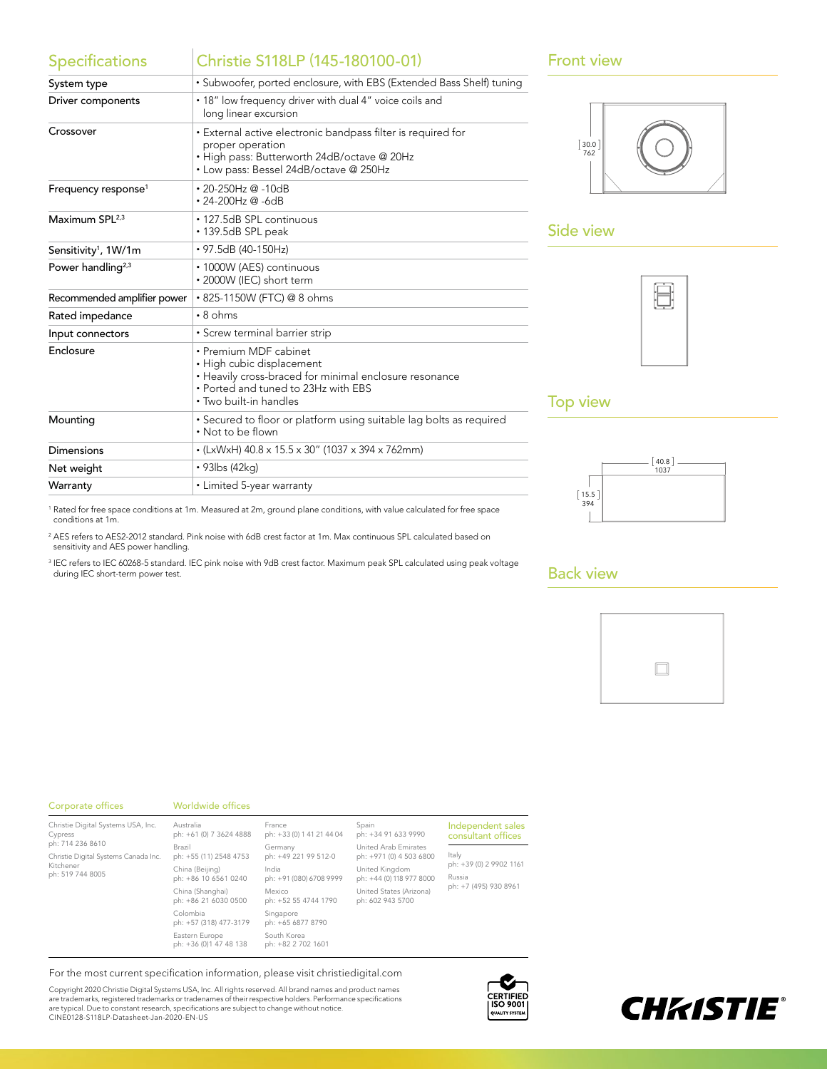| Specifications | Christie S118LP (145-180100-01) |
|---|---|
| System type | • Subwoofer, ported enclosure, with EBS (Extended Bass Shelf) tuning |
| Driver components | • 18" low frequency driver with dual 4" voice coils and long linear excursion |
| Crossover | • External active electronic bandpass filter is required for proper operation<br>• High pass: Butterworth 24dB/octave @ 20Hz<br>• Low pass: Bessel 24dB/octave @ 250Hz |
| Frequency response[1] | • 20-250Hz @ -10dB<br>• 24-200Hz @ -6dB |
| Maximum SPL[2,3] | • 127.5dB SPL continuous<br>• 139.5dB SPL peak |
| Sensitivity[1], 1W/1m | • 97.5dB (40-150Hz) |
| Power handling[2,3] | • 1000W (AES) continuous<br>• 2000W (IEC) short term |
| Recommended amplifier power | • 825-1150W (FTC) @ 8 ohms |
| Rated impedance | • 8 ohms |
| Input connectors | • Screw terminal barrier strip |
| Enclosure | • Premium MDF cabinet<br>• High cubic displacement<br>• Heavily cross-braced for minimal enclosure resonance<br>• Ported and tuned to 23Hz with EBS<br>• Two built-in handles |
| Mounting | • Secured to floor or platform using suitable lag bolts as required<br>• Not to be flown |
| Dimensions | • (LxWxH) 40.8 x 15.5 x 30" (1037 x 394 x 762mm) |
| Net weight | • 93lbs (42kg) |
| Warranty | • Limited 5-year warranty |

[1] Rated for free space conditions at 1m. Measured at 2m, ground plane conditions, with value calculated for free space conditions at 1m.

[2] AES refers to AES2-2012 standard. Pink noise with 6dB crest factor at 1m. Max continuous SPL calculated based on sensitivity and AES power handling.

[3] IEC refers to IEC 60268-5 standard. IEC pink noise with 9dB crest factor. Maximum peak SPL calculated using peak voltage during IEC short-term power test.

## Front view

[30.0]
762

## Side view

## Top view

[40.8]
1037

[15.5]
394

## Back view

### Corporate offices

Christie Digital Systems USA, Inc. Cypress
ph: 714 236 8610

Christie Digital Systems Canada Inc. Kitchener
ph: 519 744 8005

### Worldwide offices

Australia
ph: +61 (0) 7 3624 4888

Brazil
ph: +55 (11) 2548 4753

China (Beijing)
ph: +86 10 6561 0240

China (Shanghai)
ph: +86 21 6030 0500

Colombia
ph: +57 (318) 477-3179

Eastern Europe
ph: +36 (0)1 47 48 138

France
ph: +33 (0) 1 41 21 44 04

Germany
ph: +49 221 99 512-0

India
ph: +91 (080) 6708 9999

Mexico
ph: +52 55 4744 1790

Singapore
ph: +65 6877 8790

South Korea
ph: +82 2 702 1601

Spain
ph: +34 91 633 9990

United Arab Emirates
ph: +971 (0) 4 503 6800

United Kingdom
ph: +44 (0) 118 977 8000

United States (Arizona)
ph: 602 943 5700

### Independent sales consultant offices

Italy
ph: +39 (0) 2 9902 1161

Russia
ph: +7 (495) 930 8961

For the most current specification information, please visit christiedigital.com

Copyright 2020 Christie Digital Systems USA, Inc. All rights reserved. All brand names and product names are trademarks, registered trademarks or tradenames of their respective holders. Performance specifications are typical. Due to constant research, specifications are subject to change without notice.
CINE0128-S118LP-Datasheet-Jan-2020-EN-US

CERTIFIED ISO 9001 QUALITY SYSTEM

CHRISTIE®